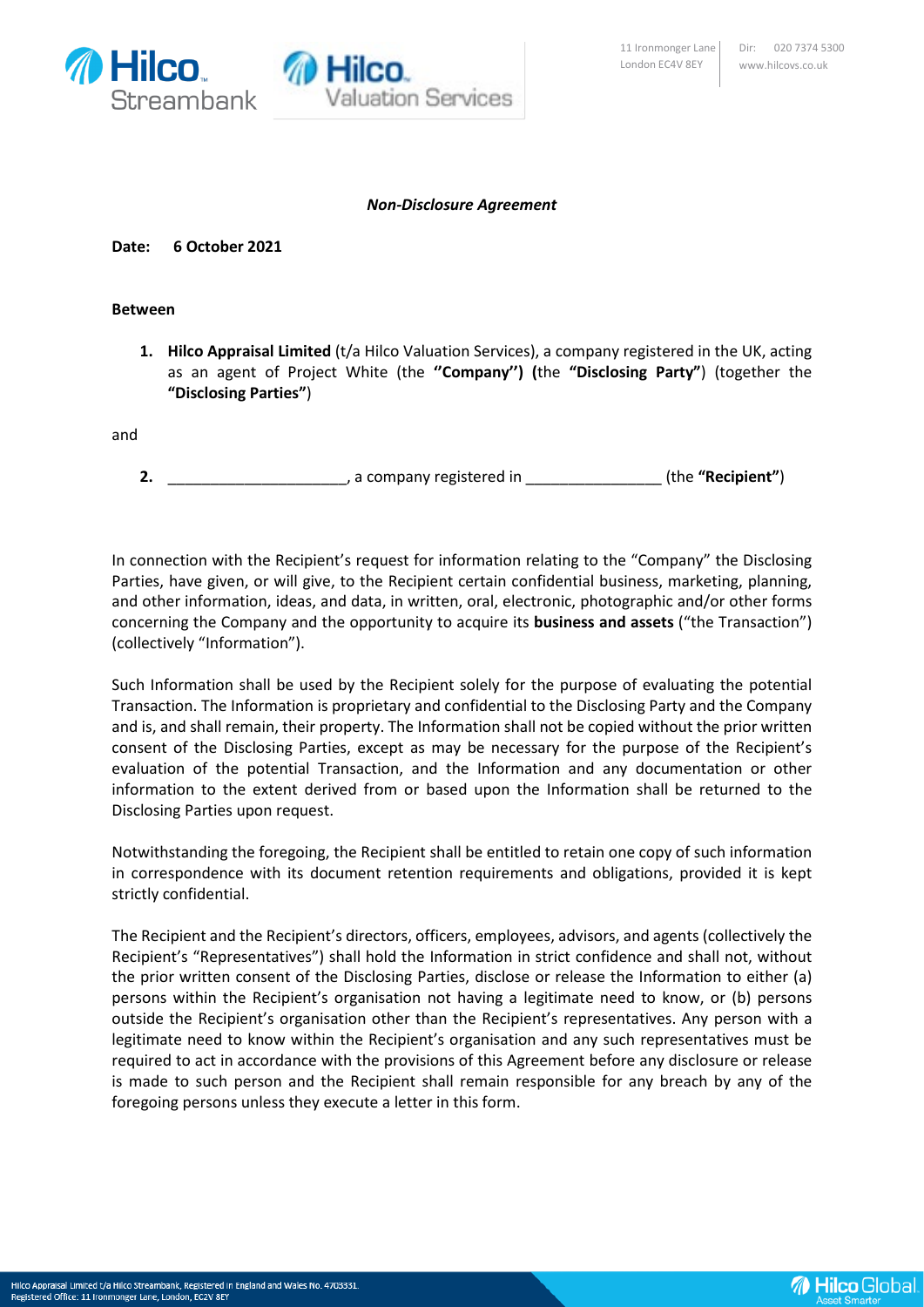*Non-Disclosure Agreement*

**Date: 6 October 2021**

**Between**

1. **Hilco Appraisal Limited** (t/a Hilco Valuation Services), a company registered in the UK, acting as an agent of Project White (the **"Company") (**the **"Disclosing Party"**) (together the **"Disclosing Parties"**)

and

2. _____________________, a company registered in _______________ (the **"Recipient"**)

In connection with the Recipient's request for information relating to the "Company" the Disclosing Parties, have given, or will give, to the Recipient certain confidential business, marketing, planning, and other information, ideas, and data, in written, oral, electronic, photographic and/or other forms concerning the Company and the opportunity to acquire its **business and assets** ("the Transaction") (collectively "Information").

Such Information shall be used by the Recipient solely for the purpose of evaluating the potential Transaction. The Information is proprietary and confidential to the Disclosing Party and the Company and is, and shall remain, their property. The Information shall not be copied without the prior written consent of the Disclosing Parties, except as may be necessary for the purpose of the Recipient's evaluation of the potential Transaction, and the Information and any documentation or other information to the extent derived from or based upon the Information shall be returned to the Disclosing Parties upon request.

Notwithstanding the foregoing, the Recipient shall be entitled to retain one copy of such information in correspondence with its document retention requirements and obligations, provided it is kept strictly confidential.

The Recipient and the Recipient's directors, officers, employees, advisors, and agents (collectively the Recipient's "Representatives") shall hold the Information in strict confidence and shall not, without the prior written consent of the Disclosing Parties, disclose or release the Information to either (a) persons within the Recipient's organisation not having a legitimate need to know, or (b) persons outside the Recipient's organisation other than the Recipient's representatives. Any person with a legitimate need to know within the Recipient's organisation and any such representatives must be required to act in accordance with the provisions of this Agreement before any disclosure or release is made to such person and the Recipient shall remain responsible for any breach by any of the foregoing persons unless they execute a letter in this form.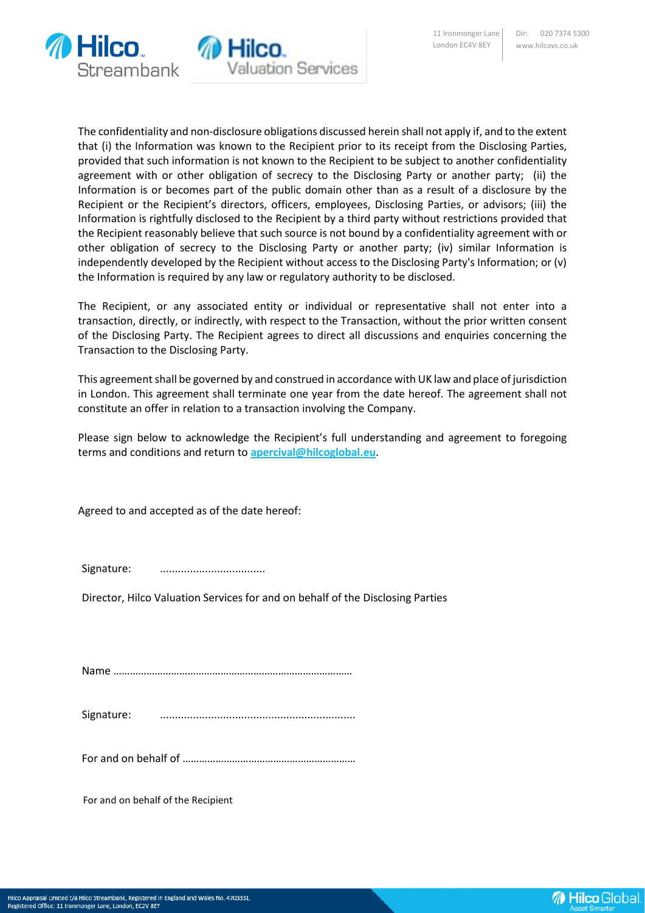The confidentiality and non-disclosure obligations discussed herein shall not apply if, and to the extent that (i) the Information was known to the Recipient prior to its receipt from the Disclosing Parties, provided that such information is not known to the Recipient to be subject to another confidentiality agreement with or other obligation of secrecy to the Disclosing Party or another party; (ii) the Information is or becomes part of the public domain other than as a result of a disclosure by the Recipient or the Recipient's directors, officers, employees, Disclosing Parties, or advisors; (iii) the Information is rightfully disclosed to the Recipient by a third party without restrictions provided that the Recipient reasonably believe that such source is not bound by a confidentiality agreement with or other obligation of secrecy to the Disclosing Party or another party; (iv) similar Information is independently developed by the Recipient without access to the Disclosing Party's Information; or (v) the Information is required by any law or regulatory authority to be disclosed.

The Recipient, or any associated entity or individual or representative shall not enter into a transaction, directly, or indirectly, with respect to the Transaction, without the prior written consent of the Disclosing Party. The Recipient agrees to direct all discussions and enquiries concerning the Transaction to the Disclosing Party.

This agreement shall be governed by and construed in accordance with UK law and place of jurisdiction in London. This agreement shall terminate one year from the date hereof. The agreement shall not constitute an offer in relation to a transaction involving the Company.

Please sign below to acknowledge the Recipient's full understanding and agreement to foregoing terms and conditions and return to **apercival@hilcoglobal.eu**.

Agreed to and accepted as of the date hereof:

Signature: ..................................

Director, Hilco Valuation Services for and on behalf of the Disclosing Parties

Name ……………………………………………………………………………

Signature: ................................................................

For and on behalf of ……………………………………………………

For and on behalf of the Recipient